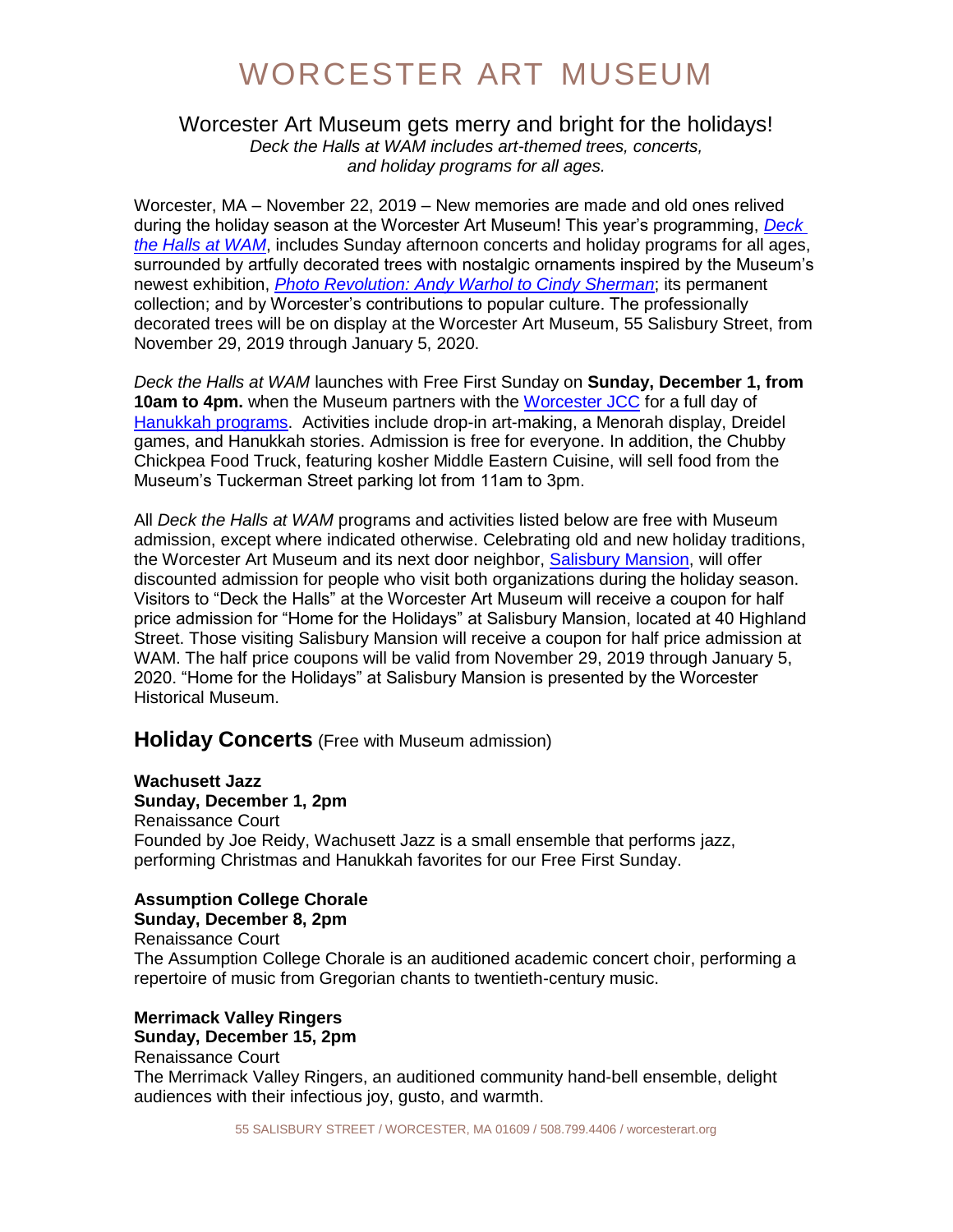# WORCESTER ART MUSEUM

## Worcester Art Museum gets merry and bright for the holidays!

*Deck the Halls at WAM includes art-themed trees, concerts, and holiday programs for all ages.*

Worcester, MA – November 22, 2019 – New memories are made and old ones relived during the holiday season at the Worcester Art Museum! This year's programming, *Deck the Halls at WAM*, includes Sunday afternoon concerts and holiday programs for all ages, surrounded by artfully decorated trees with nostalgic ornaments inspired by the Museum's newest exhibition, *Photo Revolution: Andy Warhol to Cindy Sherman*; its permanent collection; and by Worcester's contributions to popular culture. The professionally decorated trees will be on display at the Worcester Art Museum, 55 Salisbury Street, from November 29, 2019 through January 5, 2020.

*Deck the Halls at WAM* launches with Free First Sunday on **Sunday, December 1, from 10am to 4pm.** when the Museum partners with the Worcester JCC for a full day of Hanukkah programs. Activities include drop-in art-making, a Menorah display, Dreidel games, and Hanukkah stories. Admission is free for everyone. In addition, the Chubby Chickpea Food Truck, featuring kosher Middle Eastern Cuisine, will sell food from the Museum's Tuckerman Street parking lot from 11am to 3pm.

All *Deck the Halls at WAM* programs and activities listed below are free with Museum admission, except where indicated otherwise. Celebrating old and new holiday traditions, the Worcester Art Museum and its next door neighbor, Salisbury Mansion, will offer discounted admission for people who visit both organizations during the holiday season. Visitors to "Deck the Halls" at the Worcester Art Museum will receive a coupon for half price admission for "Home for the Holidays" at Salisbury Mansion, located at 40 Highland Street. Those visiting Salisbury Mansion will receive a coupon for half price admission at WAM. The half price coupons will be valid from November 29, 2019 through January 5, 2020. "Home for the Holidays" at Salisbury Mansion is presented by the Worcester Historical Museum.

### Holiday Concerts (Free with Museum admission)

**Wachusett Jazz**
**Sunday, December 1, 2pm**
Renaissance Court
Founded by Joe Reidy, Wachusett Jazz is a small ensemble that performs jazz, performing Christmas and Hanukkah favorites for our Free First Sunday.

**Assumption College Chorale**
**Sunday, December 8, 2pm**
Renaissance Court
The Assumption College Chorale is an auditioned academic concert choir, performing a repertoire of music from Gregorian chants to twentieth-century music.

**Merrimack Valley Ringers**
**Sunday, December 15, 2pm**
Renaissance Court
The Merrimack Valley Ringers, an auditioned community hand-bell ensemble, delight audiences with their infectious joy, gusto, and warmth.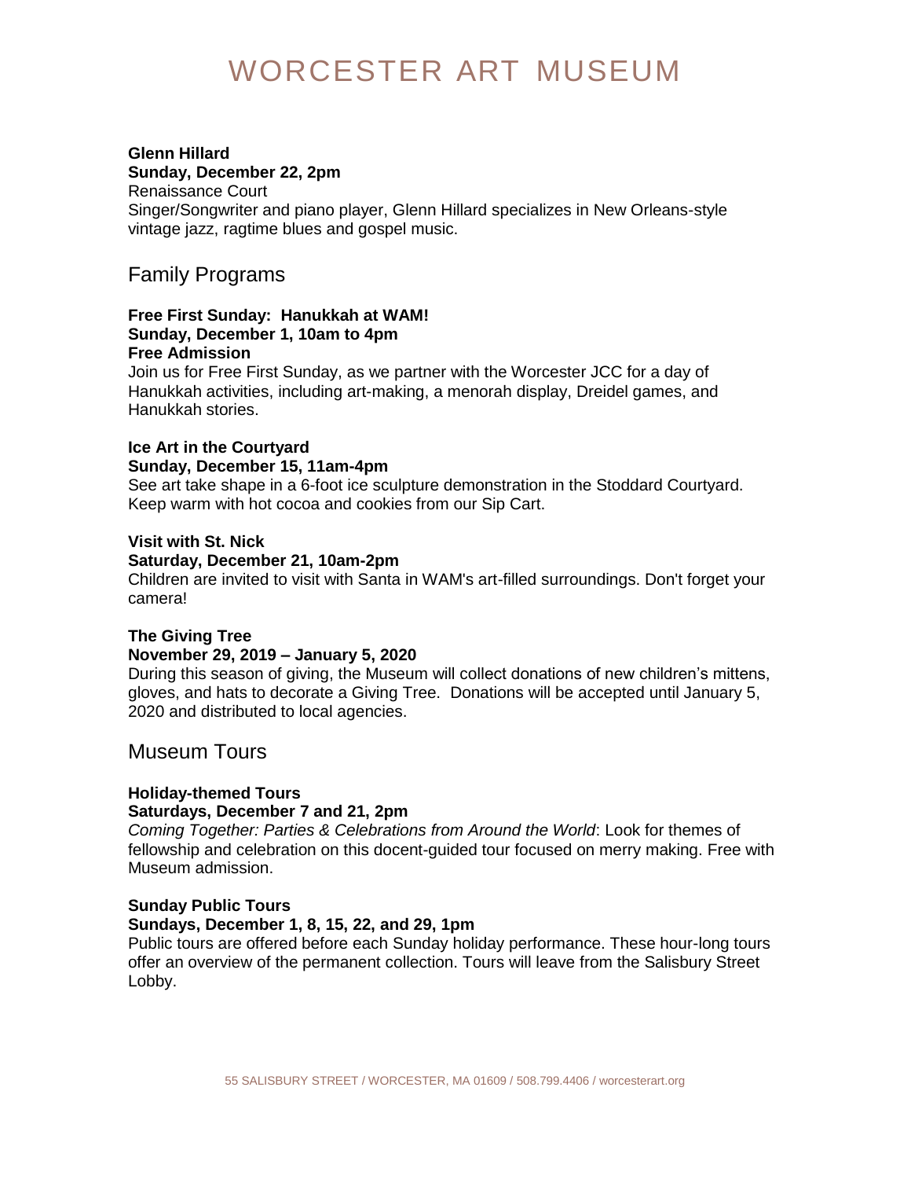**Glenn Hillard**
**Sunday, December 22, 2pm**
Renaissance Court
Singer/Songwriter and piano player, Glenn Hillard specializes in New Orleans-style vintage jazz, ragtime blues and gospel music.

## Family Programs

**Free First Sunday: Hanukkah at WAM!**
**Sunday, December 1, 10am to 4pm**
**Free Admission**
Join us for Free First Sunday, as we partner with the Worcester JCC for a day of Hanukkah activities, including art-making, a menorah display, Dreidel games, and Hanukkah stories.

**Ice Art in the Courtyard**
**Sunday, December 15, 11am-4pm**
See art take shape in a 6-foot ice sculpture demonstration in the Stoddard Courtyard. Keep warm with hot cocoa and cookies from our Sip Cart.

**Visit with St. Nick**
**Saturday, December 21, 10am-2pm**
Children are invited to visit with Santa in WAM's art-filled surroundings. Don't forget your camera!

**The Giving Tree**
**November 29, 2019 – January 5, 2020**
During this season of giving, the Museum will collect donations of new children's mittens, gloves, and hats to decorate a Giving Tree. Donations will be accepted until January 5, 2020 and distributed to local agencies.

## Museum Tours

**Holiday-themed Tours**
**Saturdays, December 7 and 21, 2pm**
*Coming Together: Parties & Celebrations from Around the World*: Look for themes of fellowship and celebration on this docent-guided tour focused on merry making. Free with Museum admission.

**Sunday Public Tours**
**Sundays, December 1, 8, 15, 22, and 29, 1pm**
Public tours are offered before each Sunday holiday performance. These hour-long tours offer an overview of the permanent collection. Tours will leave from the Salisbury Street Lobby.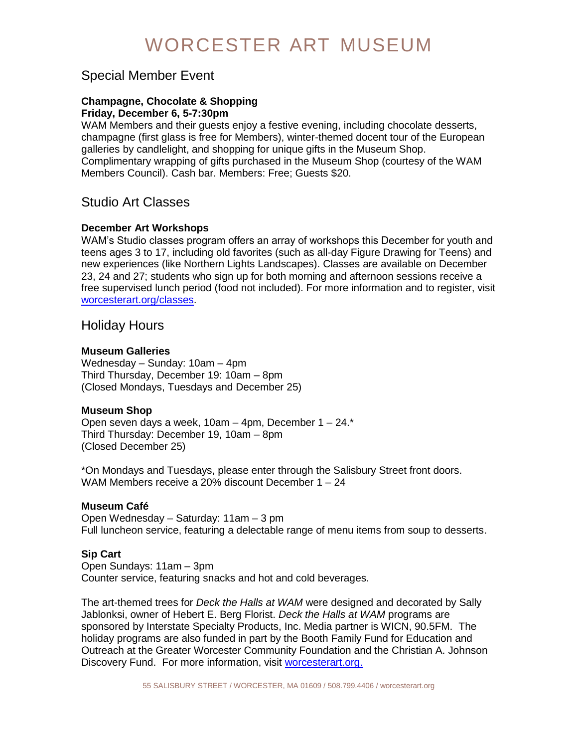# WORCESTER ART MUSEUM

## Special Member Event

**Champagne, Chocolate & Shopping**
**Friday, December 6, 5-7:30pm**

WAM Members and their guests enjoy a festive evening, including chocolate desserts, champagne (first glass is free for Members), winter-themed docent tour of the European galleries by candlelight, and shopping for unique gifts in the Museum Shop. Complimentary wrapping of gifts purchased in the Museum Shop (courtesy of the WAM Members Council). Cash bar. Members: Free; Guests $20.

## Studio Art Classes

**December Art Workshops**

WAM's Studio classes program offers an array of workshops this December for youth and teens ages 3 to 17, including old favorites (such as all-day Figure Drawing for Teens) and new experiences (like Northern Lights Landscapes). Classes are available on December 23, 24 and 27; students who sign up for both morning and afternoon sessions receive a free supervised lunch period (food not included). For more information and to register, visit [worcesterart.org/classes](worcesterart.org/classes).

## Holiday Hours

**Museum Galleries**

Wednesday – Sunday: 10am – 4pm
Third Thursday, December 19: 10am – 8pm
(Closed Mondays, Tuesdays and December 25)

**Museum Shop**

Open seven days a week, 10am – 4pm, December 1 – 24.*
Third Thursday: December 19, 10am – 8pm
(Closed December 25)

*On Mondays and Tuesdays, please enter through the Salisbury Street front doors.
WAM Members receive a 20% discount December 1 – 24

**Museum Café**

Open Wednesday – Saturday: 11am – 3 pm
Full luncheon service, featuring a delectable range of menu items from soup to desserts.

**Sip Cart**

Open Sundays: 11am – 3pm
Counter service, featuring snacks and hot and cold beverages.

The art-themed trees for *Deck the Halls at WAM* were designed and decorated by Sally Jablonksi, owner of Hebert E. Berg Florist. *Deck the Halls at WAM* programs are sponsored by Interstate Specialty Products, Inc. Media partner is WICN, 90.5FM. The holiday programs are also funded in part by the Booth Family Fund for Education and Outreach at the Greater Worcester Community Foundation and the Christian A. Johnson Discovery Fund. For more information, visit [worcesterart.org.](worcesterart.org)

55 SALISBURY STREET / WORCESTER, MA 01609 / 508.799.4406 / worcesterart.org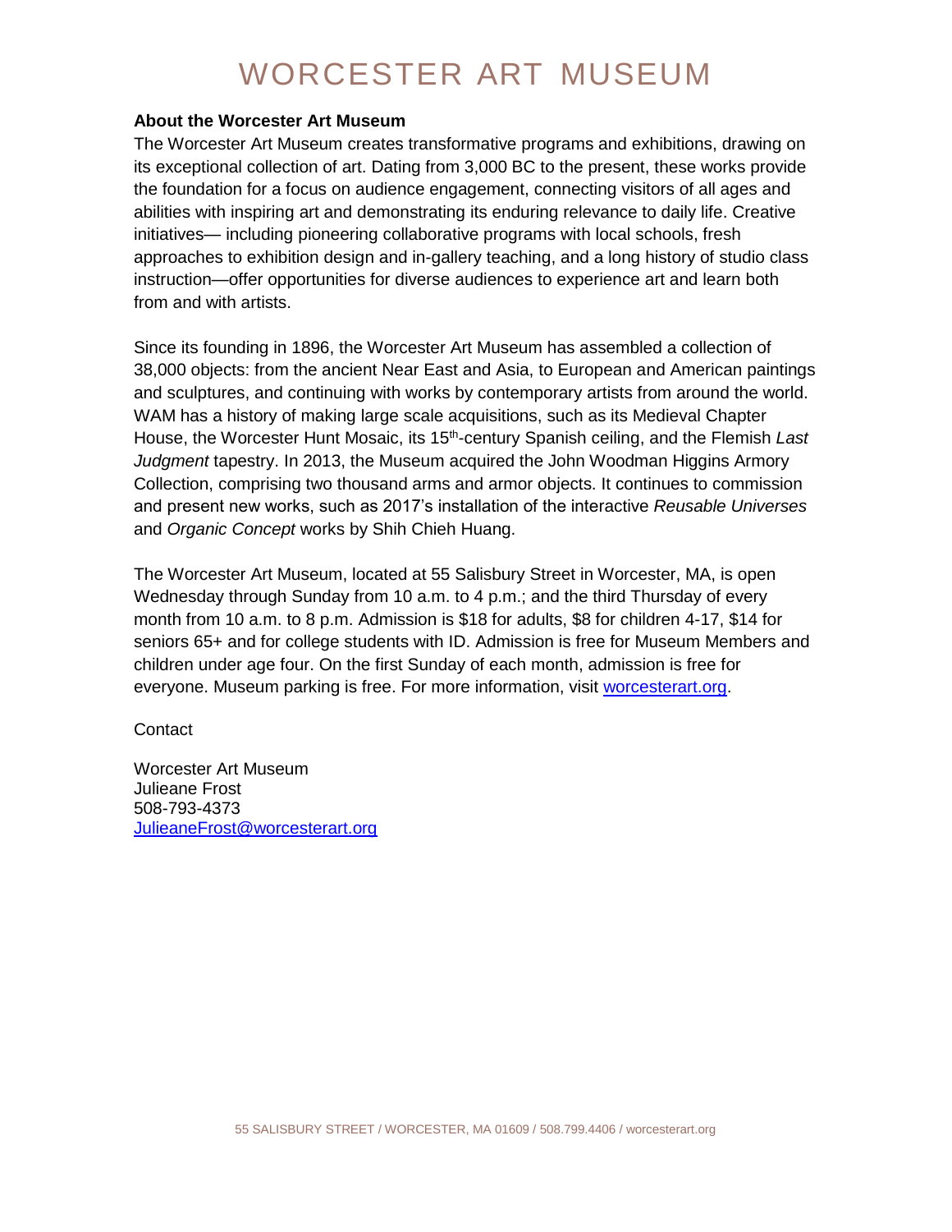# WORCESTER ART MUSEUM

**About the Worcester Art Museum**

The Worcester Art Museum creates transformative programs and exhibitions, drawing on its exceptional collection of art. Dating from 3,000 BC to the present, these works provide the foundation for a focus on audience engagement, connecting visitors of all ages and abilities with inspiring art and demonstrating its enduring relevance to daily life. Creative initiatives— including pioneering collaborative programs with local schools, fresh approaches to exhibition design and in-gallery teaching, and a long history of studio class instruction—offer opportunities for diverse audiences to experience art and learn both from and with artists.

Since its founding in 1896, the Worcester Art Museum has assembled a collection of 38,000 objects: from the ancient Near East and Asia, to European and American paintings and sculptures, and continuing with works by contemporary artists from around the world. WAM has a history of making large scale acquisitions, such as its Medieval Chapter House, the Worcester Hunt Mosaic, its 15th-century Spanish ceiling, and the Flemish *Last Judgment* tapestry. In 2013, the Museum acquired the John Woodman Higgins Armory Collection, comprising two thousand arms and armor objects. It continues to commission and present new works, such as 2017's installation of the interactive *Reusable Universes* and *Organic Concept* works by Shih Chieh Huang.

The Worcester Art Museum, located at 55 Salisbury Street in Worcester, MA, is open Wednesday through Sunday from 10 a.m. to 4 p.m.; and the third Thursday of every month from 10 a.m. to 8 p.m. Admission is $18 for adults, $8 for children 4-17, $14 for seniors 65+ and for college students with ID. Admission is free for Museum Members and children under age four. On the first Sunday of each month, admission is free for everyone. Museum parking is free. For more information, visit [worcesterart.org](worcesterart.org).

Contact

Worcester Art Museum
Julieane Frost
508-793-4373
[JulieaneFrost@worcesterart.org](mailto:JulieaneFrost@worcesterart.org)